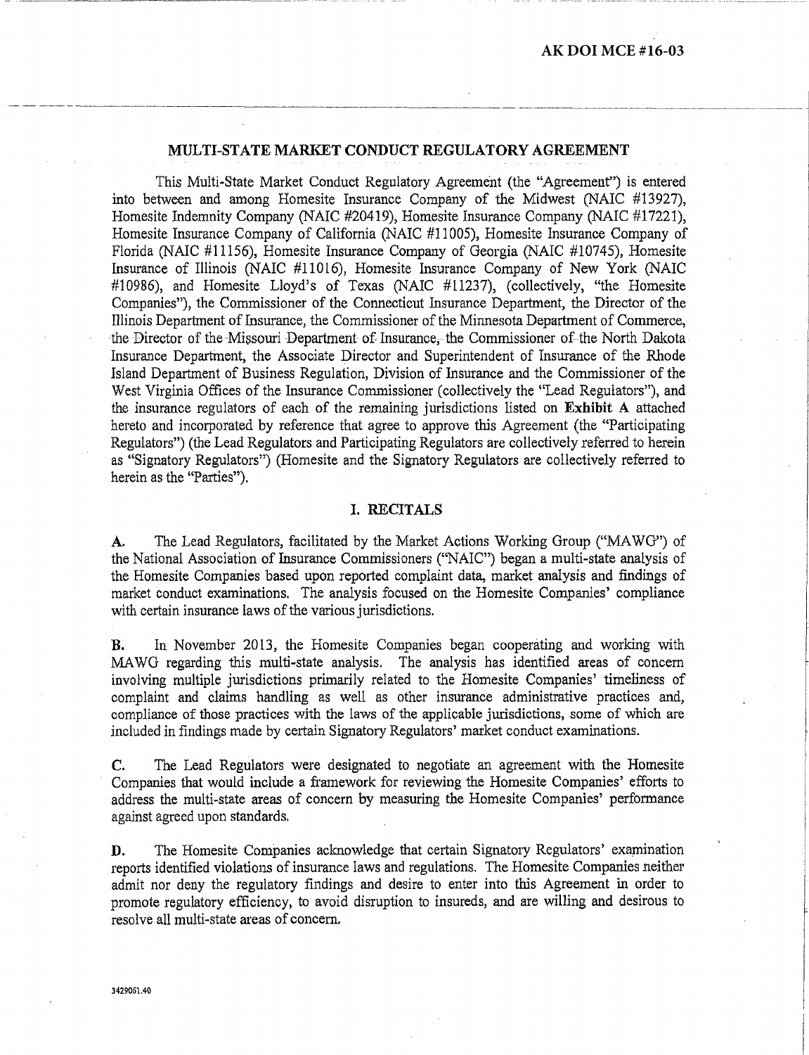AK DOI MCE #16-03

## MULTI-STATE MARKET CONDUCT REGULATORY AGREEMENT

This Multi-State Market Conduct Regulatory Agreement (the "Agreement") is entered into between and among Homesite Insurance Company of the Midwest (NAIC #13927), Homesite Indemnity Company (NAIC #20419), Homesite Insurance Company (NAIC #17221), Homesite Insurance Company of California (NAIC #11005), Homesite Insurance Company of Florida (NAIC #11156), Homesite Insurance Company of Georgia (NAIC #10745), Homesite Insurance of Illinois (NAIC #11016), Homesite Insurance Company of New York (NAIC #10986), and Homesite Lloyd's of Texas (NAIC #11237), (collectively, "the Homesite Companies"), the Commissioner of the Connecticut Insurance Department, the Director of the Illinois Department of Insurance, the Commissioner of the Minnesota Department of Commerce, the Director of the Missouri Department of Insurance, the Commissioner of the North Dakota Insurance Department, the Associate Director and Superintendent of Insurance of the Rhode Island Department of Business Regulation, Division of Insurance and the Commissioner of the West Virginia Offices of the Insurance Commissioner (collectively the "Lead Regulators"), and the insurance regulators of each of the remaining jurisdictions listed on **Exhibit A** attached hereto and incorporated by reference that agree to approve this Agreement (the "Participating Regulators") (the Lead Regulators and Participating Regulators are collectively referred to herein as "Signatory Regulators") (Homesite and the Signatory Regulators are collectively referred to herein as the "Parties").

## I. RECITALS

**A.** The Lead Regulators, facilitated by the Market Actions Working Group ("MAWG") of the National Association of Insurance Commissioners ("NAIC") began a multi-state analysis of the Homesite Companies based upon reported complaint data, market analysis and findings of market conduct examinations. The analysis focused on the Homesite Companies' compliance with certain insurance laws of the various jurisdictions.

**B.** In November 2013, the Homesite Companies began cooperating and working with MAWG regarding this multi-state analysis. The analysis has identified areas of concern involving multiple jurisdictions primarily related to the Homesite Companies' timeliness of complaint and claims handling as well as other insurance administrative practices and, compliance of those practices with the laws of the applicable jurisdictions, some of which are included in findings made by certain Signatory Regulators' market conduct examinations.

**C.** The Lead Regulators were designated to negotiate an agreement with the Homesite Companies that would include a framework for reviewing the Homesite Companies' efforts to address the multi-state areas of concern by measuring the Homesite Companies' performance against agreed upon standards.

**D.** The Homesite Companies acknowledge that certain Signatory Regulators' examination reports identified violations of insurance laws and regulations. The Homesite Companies neither admit nor deny the regulatory findings and desire to enter into this Agreement in order to promote regulatory efficiency, to avoid disruption to insureds, and are willing and desirous to resolve all multi-state areas of concern.

3429061.40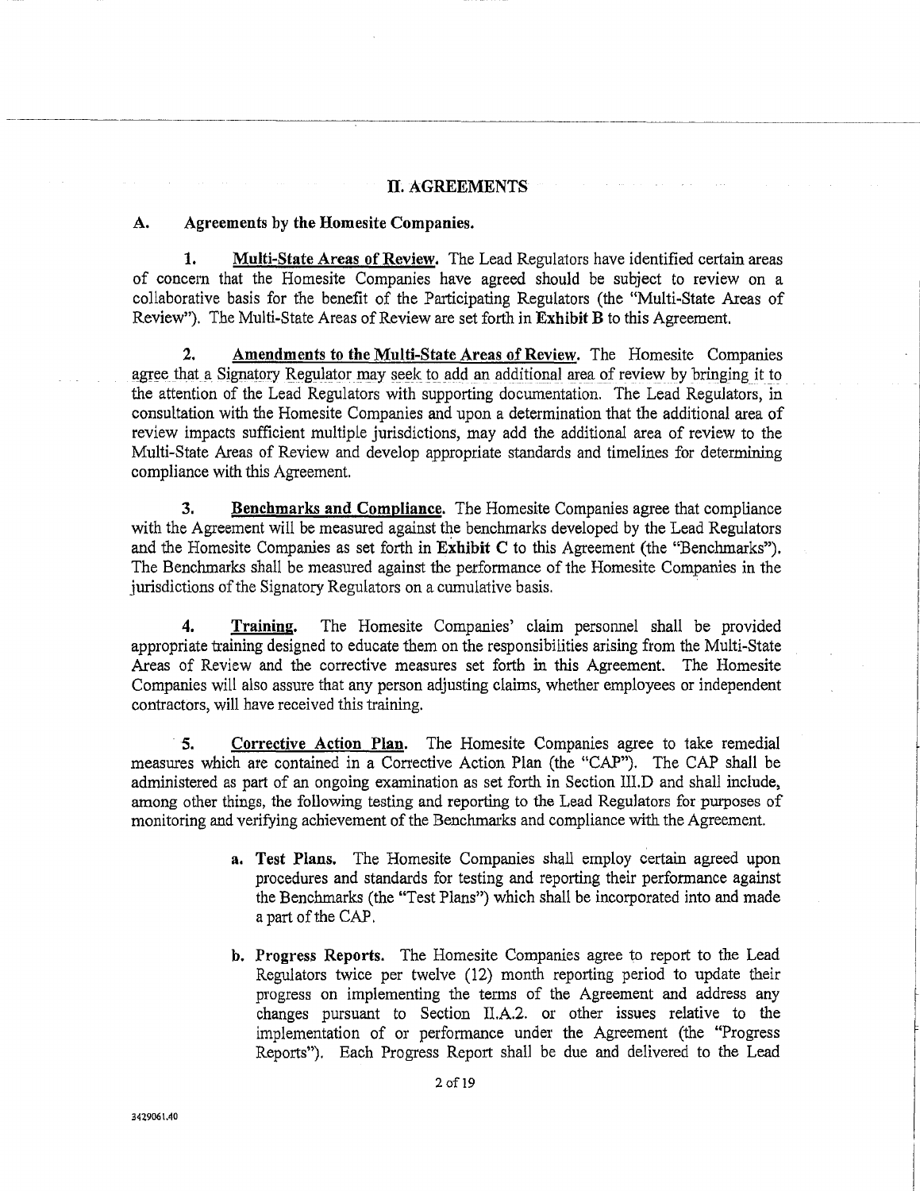## II. AGREEMENTS

### A. Agreements by the Homesite Companies.

1. **Multi-State Areas of Review.** The Lead Regulators have identified certain areas of concern that the Homesite Companies have agreed should be subject to review on a collaborative basis for the benefit of the Participating Regulators (the "Multi-State Areas of Review"). The Multi-State Areas of Review are set forth in **Exhibit B** to this Agreement.

2. **Amendments to the Multi-State Areas of Review.** The Homesite Companies agree that a Signatory Regulator may seek to add an additional area of review by bringing it to the attention of the Lead Regulators with supporting documentation. The Lead Regulators, in consultation with the Homesite Companies and upon a determination that the additional area of review impacts sufficient multiple jurisdictions, may add the additional area of review to the Multi-State Areas of Review and develop appropriate standards and timelines for determining compliance with this Agreement.

3. **Benchmarks and Compliance.** The Homesite Companies agree that compliance with the Agreement will be measured against the benchmarks developed by the Lead Regulators and the Homesite Companies as set forth in **Exhibit C** to this Agreement (the "Benchmarks"). The Benchmarks shall be measured against the performance of the Homesite Companies in the jurisdictions of the Signatory Regulators on a cumulative basis.

4. **Training.** The Homesite Companies' claim personnel shall be provided appropriate training designed to educate them on the responsibilities arising from the Multi-State Areas of Review and the corrective measures set forth in this Agreement. The Homesite Companies will also assure that any person adjusting claims, whether employees or independent contractors, will have received this training.

5. **Corrective Action Plan.** The Homesite Companies agree to take remedial measures which are contained in a Corrective Action Plan (the "CAP"). The CAP shall be administered as part of an ongoing examination as set forth in Section III.D and shall include, among other things, the following testing and reporting to the Lead Regulators for purposes of monitoring and verifying achievement of the Benchmarks and compliance with the Agreement.

   a. **Test Plans.** The Homesite Companies shall employ certain agreed upon procedures and standards for testing and reporting their performance against the Benchmarks (the "Test Plans") which shall be incorporated into and made a part of the CAP.

   b. **Progress Reports.** The Homesite Companies agree to report to the Lead Regulators twice per twelve (12) month reporting period to update their progress on implementing the terms of the Agreement and address any changes pursuant to Section II.A.2. or other issues relative to the implementation of or performance under the Agreement (the "Progress Reports"). Each Progress Report shall be due and delivered to the Lead

3429061.40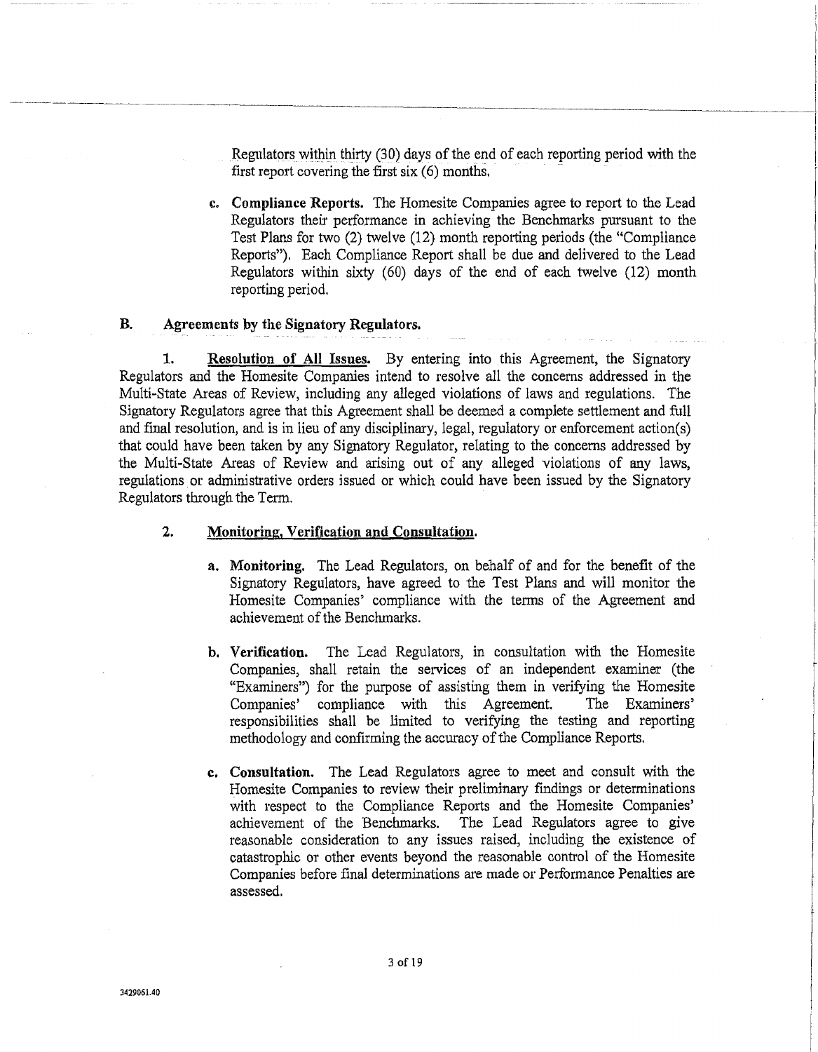Regulators within thirty (30) days of the end of each reporting period with the first report covering the first six (6) months.

c. **Compliance Reports.** The Homesite Companies agree to report to the Lead Regulators their performance in achieving the Benchmarks pursuant to the Test Plans for two (2) twelve (12) month reporting periods (the "Compliance Reports"). Each Compliance Report shall be due and delivered to the Lead Regulators within sixty (60) days of the end of each twelve (12) month reporting period.

## B. Agreements by the Signatory Regulators.

1. **Resolution of All Issues.** By entering into this Agreement, the Signatory Regulators and the Homesite Companies intend to resolve all the concerns addressed in the Multi-State Areas of Review, including any alleged violations of laws and regulations. The Signatory Regulators agree that this Agreement shall be deemed a complete settlement and full and final resolution, and is in lieu of any disciplinary, legal, regulatory or enforcement action(s) that could have been taken by any Signatory Regulator, relating to the concerns addressed by the Multi-State Areas of Review and arising out of any alleged violations of any laws, regulations or administrative orders issued or which could have been issued by the Signatory Regulators through the Term.

2. **Monitoring, Verification and Consultation.**

a. **Monitoring.** The Lead Regulators, on behalf of and for the benefit of the Signatory Regulators, have agreed to the Test Plans and will monitor the Homesite Companies' compliance with the terms of the Agreement and achievement of the Benchmarks.

b. **Verification.** The Lead Regulators, in consultation with the Homesite Companies, shall retain the services of an independent examiner (the "Examiners") for the purpose of assisting them in verifying the Homesite Companies' compliance with this Agreement. The Examiners' responsibilities shall be limited to verifying the testing and reporting methodology and confirming the accuracy of the Compliance Reports.

c. **Consultation.** The Lead Regulators agree to meet and consult with the Homesite Companies to review their preliminary findings or determinations with respect to the Compliance Reports and the Homesite Companies' achievement of the Benchmarks. The Lead Regulators agree to give reasonable consideration to any issues raised, including the existence of catastrophic or other events beyond the reasonable control of the Homesite Companies before final determinations are made or Performance Penalties are assessed.

3429061.40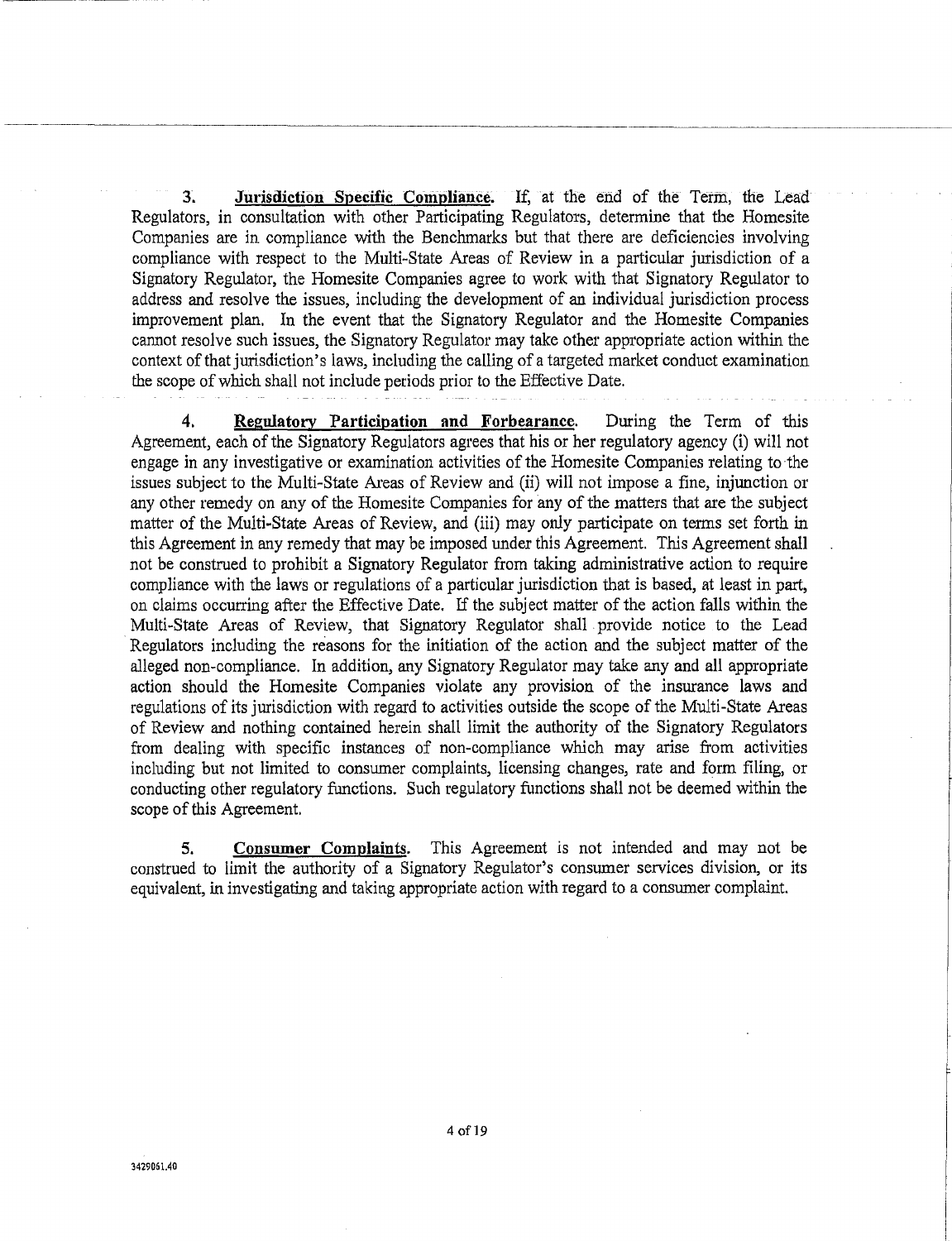3. **Jurisdiction Specific Compliance.** If, at the end of the Term, the Lead Regulators, in consultation with other Participating Regulators, determine that the Homesite Companies are in compliance with the Benchmarks but that there are deficiencies involving compliance with respect to the Multi-State Areas of Review in a particular jurisdiction of a Signatory Regulator, the Homesite Companies agree to work with that Signatory Regulator to address and resolve the issues, including the development of an individual jurisdiction process improvement plan. In the event that the Signatory Regulator and the Homesite Companies cannot resolve such issues, the Signatory Regulator may take other appropriate action within the context of that jurisdiction's laws, including the calling of a targeted market conduct examination the scope of which shall not include periods prior to the Effective Date.

4. **Regulatory Participation and Forbearance.** During the Term of this Agreement, each of the Signatory Regulators agrees that his or her regulatory agency (i) will not engage in any investigative or examination activities of the Homesite Companies relating to the issues subject to the Multi-State Areas of Review and (ii) will not impose a fine, injunction or any other remedy on any of the Homesite Companies for any of the matters that are the subject matter of the Multi-State Areas of Review, and (iii) may only participate on terms set forth in this Agreement in any remedy that may be imposed under this Agreement. This Agreement shall not be construed to prohibit a Signatory Regulator from taking administrative action to require compliance with the laws or regulations of a particular jurisdiction that is based, at least in part, on claims occurring after the Effective Date. If the subject matter of the action falls within the Multi-State Areas of Review, that Signatory Regulator shall provide notice to the Lead Regulators including the reasons for the initiation of the action and the subject matter of the alleged non-compliance. In addition, any Signatory Regulator may take any and all appropriate action should the Homesite Companies violate any provision of the insurance laws and regulations of its jurisdiction with regard to activities outside the scope of the Multi-State Areas of Review and nothing contained herein shall limit the authority of the Signatory Regulators from dealing with specific instances of non-compliance which may arise from activities including but not limited to consumer complaints, licensing changes, rate and form filing, or conducting other regulatory functions. Such regulatory functions shall not be deemed within the scope of this Agreement.

5. **Consumer Complaints.** This Agreement is not intended and may not be construed to limit the authority of a Signatory Regulator's consumer services division, or its equivalent, in investigating and taking appropriate action with regard to a consumer complaint.

3429061.40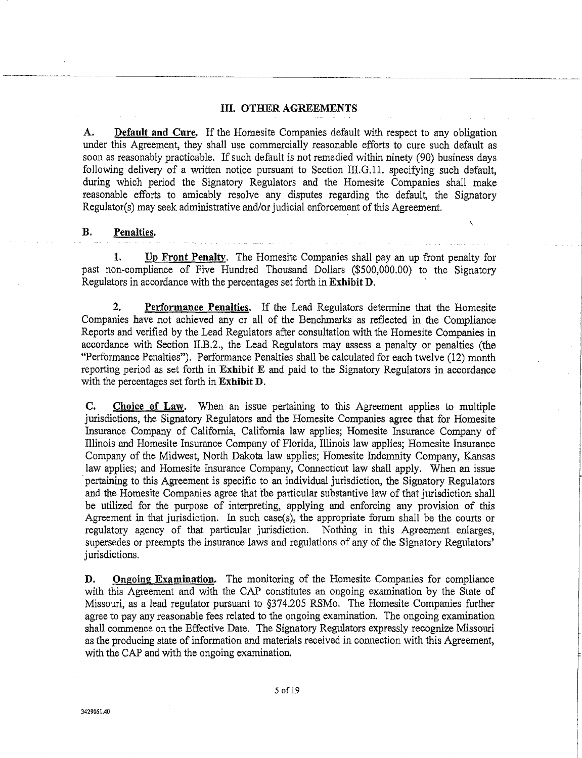## III. OTHER AGREEMENTS

**A. Default and Cure.** If the Homesite Companies default with respect to any obligation under this Agreement, they shall use commercially reasonable efforts to cure such default as soon as reasonably practicable. If such default is not remedied within ninety (90) business days following delivery of a written notice pursuant to Section III.G.11. specifying such default, during which period the Signatory Regulators and the Homesite Companies shall make reasonable efforts to amicably resolve any disputes regarding the default, the Signatory Regulator(s) may seek administrative and/or judicial enforcement of this Agreement.

**B. Penalties.**

1. **Up Front Penalty**. The Homesite Companies shall pay an up front penalty for past non-compliance of Five Hundred Thousand Dollars ($500,000.00) to the Signatory Regulators in accordance with the percentages set forth in **Exhibit D**.

2. **Performance Penalties.** If the Lead Regulators determine that the Homesite Companies have not achieved any or all of the Benchmarks as reflected in the Compliance Reports and verified by the Lead Regulators after consultation with the Homesite Companies in accordance with Section II.B.2., the Lead Regulators may assess a penalty or penalties (the "Performance Penalties"). Performance Penalties shall be calculated for each twelve (12) month reporting period as set forth in **Exhibit E** and paid to the Signatory Regulators in accordance with the percentages set forth in **Exhibit D**.

**C. Choice of Law.** When an issue pertaining to this Agreement applies to multiple jurisdictions, the Signatory Regulators and the Homesite Companies agree that for Homesite Insurance Company of California, California law applies; Homesite Insurance Company of Illinois and Homesite Insurance Company of Florida, Illinois law applies; Homesite Insurance Company of the Midwest, North Dakota law applies; Homesite Indemnity Company, Kansas law applies; and Homesite Insurance Company, Connecticut law shall apply. When an issue pertaining to this Agreement is specific to an individual jurisdiction, the Signatory Regulators and the Homesite Companies agree that the particular substantive law of that jurisdiction shall be utilized for the purpose of interpreting, applying and enforcing any provision of this Agreement in that jurisdiction. In such case(s), the appropriate forum shall be the courts or regulatory agency of that particular jurisdiction. Nothing in this Agreement enlarges, supersedes or preempts the insurance laws and regulations of any of the Signatory Regulators' jurisdictions.

**D. Ongoing Examination.** The monitoring of the Homesite Companies for compliance with this Agreement and with the CAP constitutes an ongoing examination by the State of Missouri, as a lead regulator pursuant to §374.205 RSMo. The Homesite Companies further agree to pay any reasonable fees related to the ongoing examination. The ongoing examination shall commence on the Effective Date. The Signatory Regulators expressly recognize Missouri as the producing state of information and materials received in connection with this Agreement, with the CAP and with the ongoing examination.

3429061.40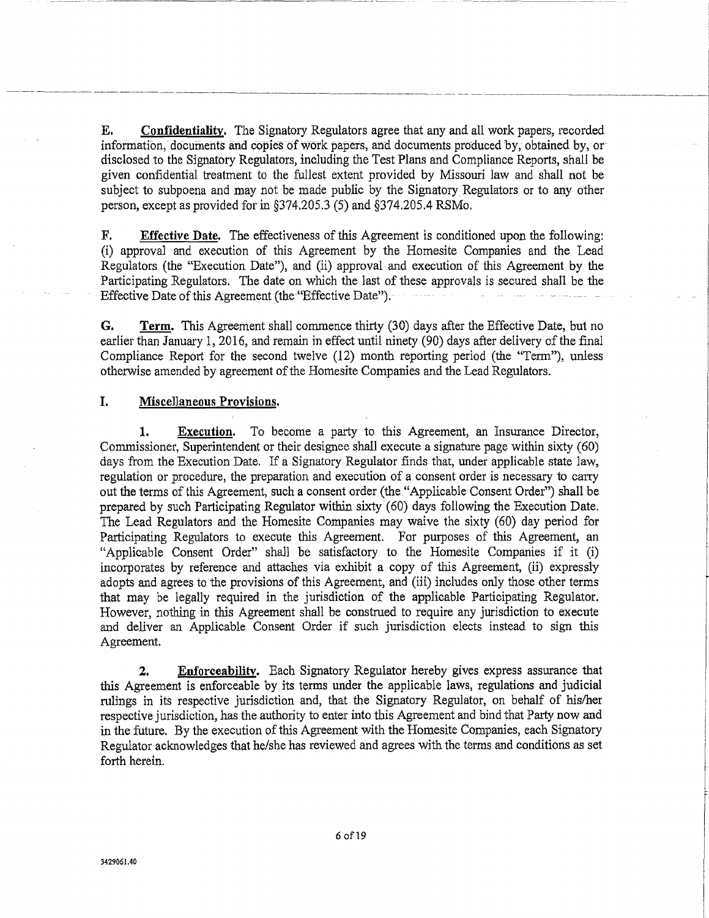**E. Confidentiality.** The Signatory Regulators agree that any and all work papers, recorded information, documents and copies of work papers, and documents produced by, obtained by, or disclosed to the Signatory Regulators, including the Test Plans and Compliance Reports, shall be given confidential treatment to the fullest extent provided by Missouri law and shall not be subject to subpoena and may not be made public by the Signatory Regulators or to any other person, except as provided for in §374.205.3 (5) and §374.205.4 RSMo.

**F. Effective Date.** The effectiveness of this Agreement is conditioned upon the following: (i) approval and execution of this Agreement by the Homesite Companies and the Lead Regulators (the "Execution Date"), and (ii) approval and execution of this Agreement by the Participating Regulators. The date on which the last of these approvals is secured shall be the Effective Date of this Agreement (the "Effective Date").

**G. Term.** This Agreement shall commence thirty (30) days after the Effective Date, but no earlier than January 1, 2016, and remain in effect until ninety (90) days after delivery of the final Compliance Report for the second twelve (12) month reporting period (the "Term"), unless otherwise amended by agreement of the Homesite Companies and the Lead Regulators.

## I. Miscellaneous Provisions.

**1. Execution.** To become a party to this Agreement, an Insurance Director, Commissioner, Superintendent or their designee shall execute a signature page within sixty (60) days from the Execution Date. If a Signatory Regulator finds that, under applicable state law, regulation or procedure, the preparation and execution of a consent order is necessary to carry out the terms of this Agreement, such a consent order (the "Applicable Consent Order") shall be prepared by such Participating Regulator within sixty (60) days following the Execution Date. The Lead Regulators and the Homesite Companies may waive the sixty (60) day period for Participating Regulators to execute this Agreement. For purposes of this Agreement, an "Applicable Consent Order" shall be satisfactory to the Homesite Companies if it (i) incorporates by reference and attaches via exhibit a copy of this Agreement, (ii) expressly adopts and agrees to the provisions of this Agreement, and (iii) includes only those other terms that may be legally required in the jurisdiction of the applicable Participating Regulator. However, nothing in this Agreement shall be construed to require any jurisdiction to execute and deliver an Applicable Consent Order if such jurisdiction elects instead to sign this Agreement.

**2. Enforceability.** Each Signatory Regulator hereby gives express assurance that this Agreement is enforceable by its terms under the applicable laws, regulations and judicial rulings in its respective jurisdiction and, that the Signatory Regulator, on behalf of his/her respective jurisdiction, has the authority to enter into this Agreement and bind that Party now and in the future. By the execution of this Agreement with the Homesite Companies, each Signatory Regulator acknowledges that he/she has reviewed and agrees with the terms and conditions as set forth herein.

3429061.40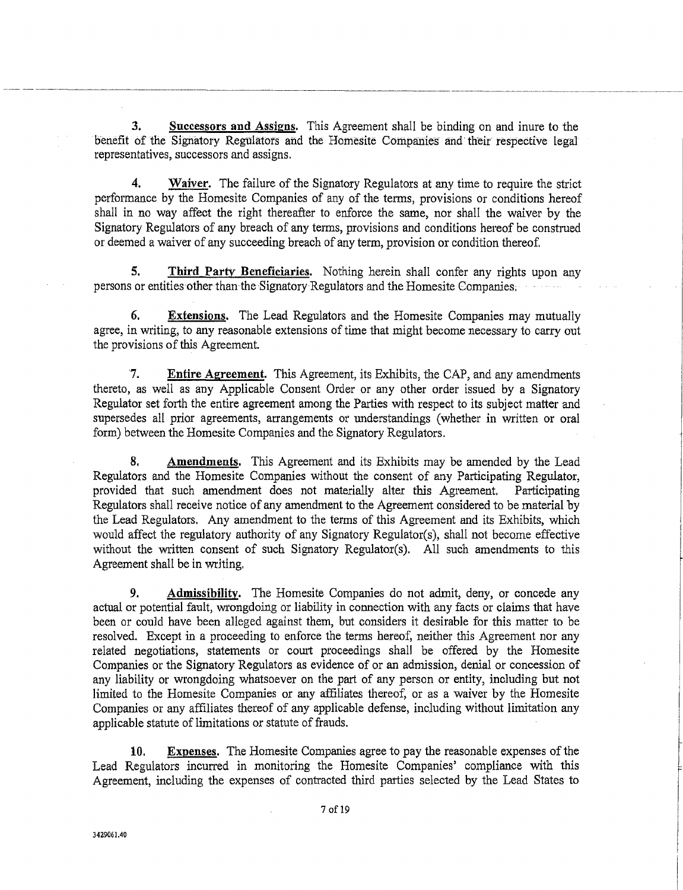**3. Successors and Assigns.** This Agreement shall be binding on and inure to the benefit of the Signatory Regulators and the Homesite Companies and their respective legal representatives, successors and assigns.

**4. Waiver.** The failure of the Signatory Regulators at any time to require the strict performance by the Homesite Companies of any of the terms, provisions or conditions hereof shall in no way affect the right thereafter to enforce the same, nor shall the waiver by the Signatory Regulators of any breach of any terms, provisions and conditions hereof be construed or deemed a waiver of any succeeding breach of any term, provision or condition thereof.

**5. Third Party Beneficiaries.** Nothing herein shall confer any rights upon any persons or entities other than the Signatory Regulators and the Homesite Companies.

**6. Extensions.** The Lead Regulators and the Homesite Companies may mutually agree, in writing, to any reasonable extensions of time that might become necessary to carry out the provisions of this Agreement.

**7. Entire Agreement.** This Agreement, its Exhibits, the CAP, and any amendments thereto, as well as any Applicable Consent Order or any other order issued by a Signatory Regulator set forth the entire agreement among the Parties with respect to its subject matter and supersedes all prior agreements, arrangements or understandings (whether in written or oral form) between the Homesite Companies and the Signatory Regulators.

**8. Amendments.** This Agreement and its Exhibits may be amended by the Lead Regulators and the Homesite Companies without the consent of any Participating Regulator, provided that such amendment does not materially alter this Agreement. Participating Regulators shall receive notice of any amendment to the Agreement considered to be material by the Lead Regulators. Any amendment to the terms of this Agreement and its Exhibits, which would affect the regulatory authority of any Signatory Regulator(s), shall not become effective without the written consent of such Signatory Regulator(s). All such amendments to this Agreement shall be in writing.

**9. Admissibility.** The Homesite Companies do not admit, deny, or concede any actual or potential fault, wrongdoing or liability in connection with any facts or claims that have been or could have been alleged against them, but considers it desirable for this matter to be resolved. Except in a proceeding to enforce the terms hereof, neither this Agreement nor any related negotiations, statements or court proceedings shall be offered by the Homesite Companies or the Signatory Regulators as evidence of or an admission, denial or concession of any liability or wrongdoing whatsoever on the part of any person or entity, including but not limited to the Homesite Companies or any affiliates thereof, or as a waiver by the Homesite Companies or any affiliates thereof of any applicable defense, including without limitation any applicable statute of limitations or statute of frauds.

**10. Expenses.** The Homesite Companies agree to pay the reasonable expenses of the Lead Regulators incurred in monitoring the Homesite Companies' compliance with this Agreement, including the expenses of contracted third parties selected by the Lead States to

3429061.40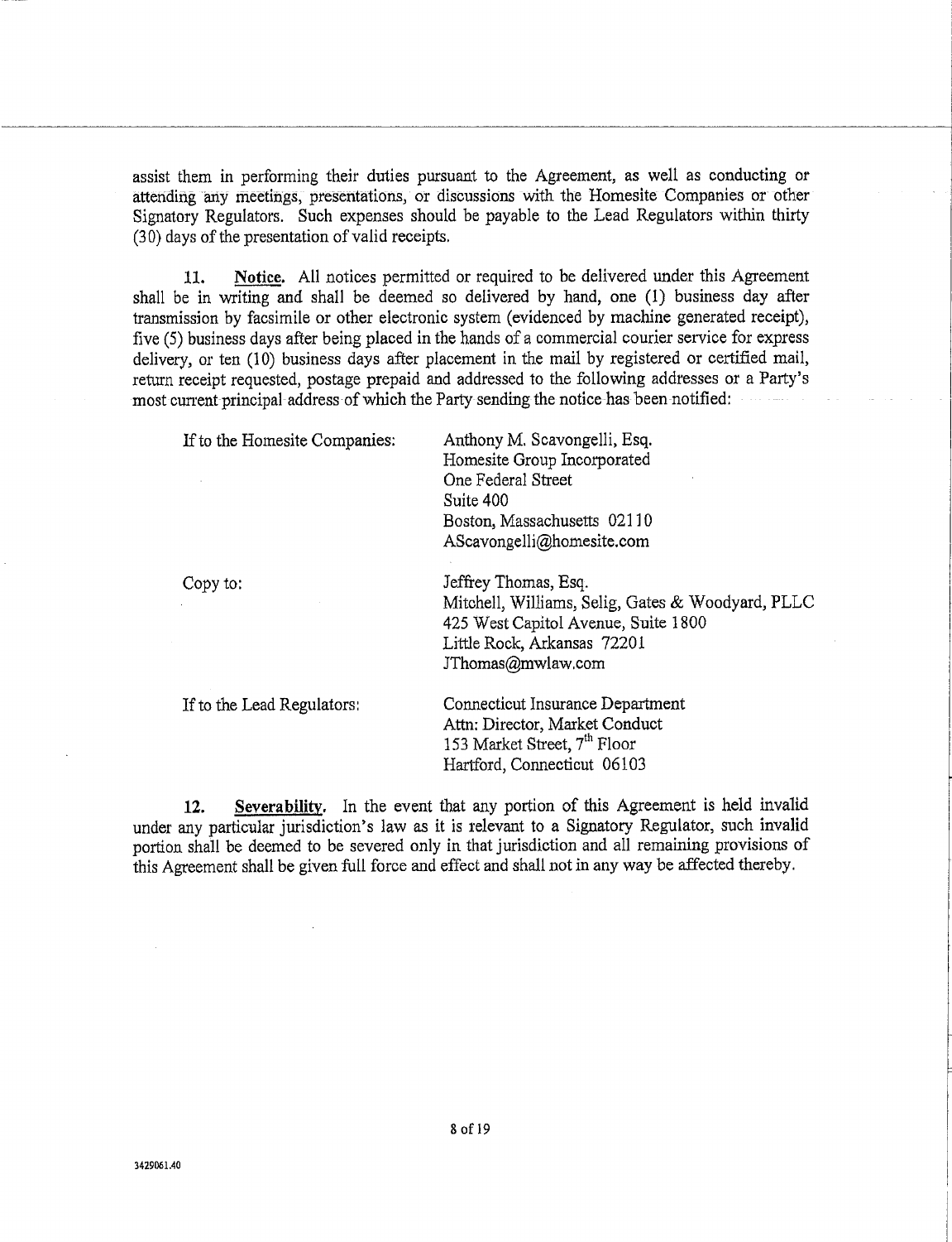assist them in performing their duties pursuant to the Agreement, as well as conducting or attending any meetings, presentations, or discussions with the Homesite Companies or other Signatory Regulators. Such expenses should be payable to the Lead Regulators within thirty (30) days of the presentation of valid receipts.

11. **Notice.** All notices permitted or required to be delivered under this Agreement shall be in writing and shall be deemed so delivered by hand, one (1) business day after transmission by facsimile or other electronic system (evidenced by machine generated receipt), five (5) business days after being placed in the hands of a commercial courier service for express delivery, or ten (10) business days after placement in the mail by registered or certified mail, return receipt requested, postage prepaid and addressed to the following addresses or a Party's most current principal address of which the Party sending the notice has been notified:

If to the Homesite Companies:

Anthony M. Scavongelli, Esq.
Homesite Group Incorporated
One Federal Street
Suite 400
Boston, Massachusetts 02110
AScavongelli@homesite.com

Copy to:

Jeffrey Thomas, Esq.
Mitchell, Williams, Selig, Gates & Woodyard, PLLC
425 West Capitol Avenue, Suite 1800
Little Rock, Arkansas 72201
JThomas@mwlaw.com

If to the Lead Regulators:

Connecticut Insurance Department
Attn: Director, Market Conduct
153 Market Street, 7th Floor
Hartford, Connecticut 06103

12. **Severability.** In the event that any portion of this Agreement is held invalid under any particular jurisdiction's law as it is relevant to a Signatory Regulator, such invalid portion shall be deemed to be severed only in that jurisdiction and all remaining provisions of this Agreement shall be given full force and effect and shall not in any way be affected thereby.

3429061.40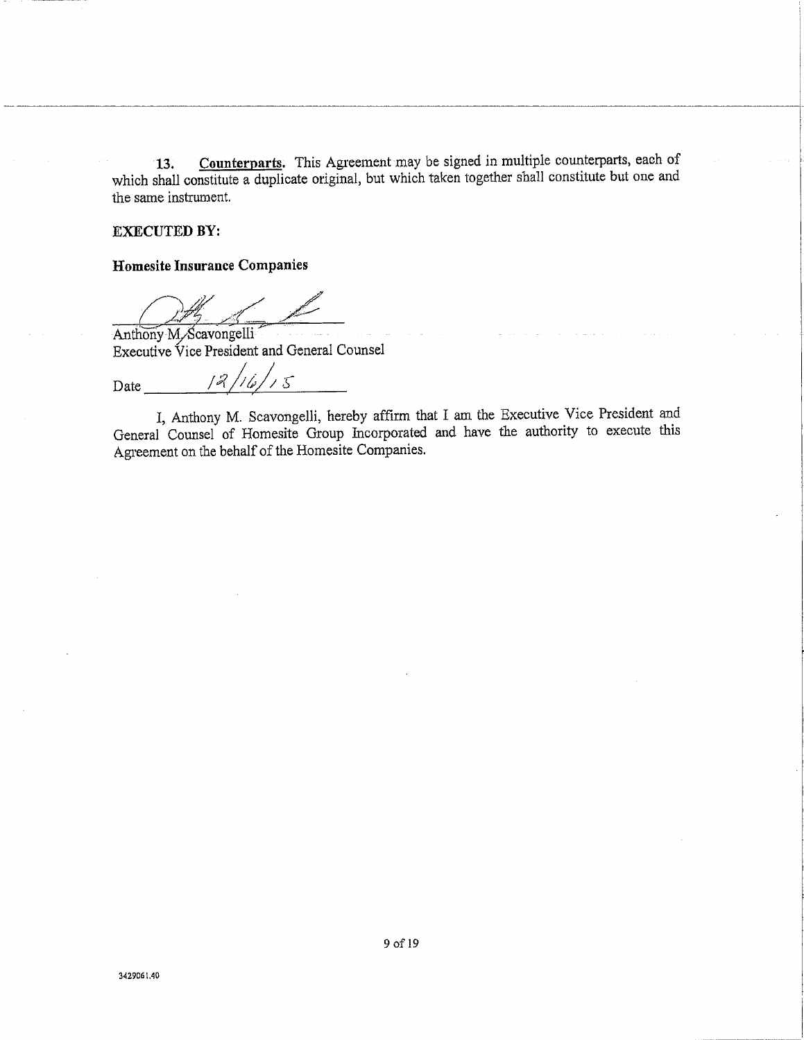13. **Counterparts**. This Agreement may be signed in multiple counterparts, each of which shall constitute a duplicate original, but which taken together shall constitute but one and the same instrument.

**EXECUTED BY:**

**Homesite Insurance Companies**

Anthony M. Scavongelli
Executive Vice President and General Counsel

Date 12/16/15

I, Anthony M. Scavongelli, hereby affirm that I am the Executive Vice President and General Counsel of Homesite Group Incorporated and have the authority to execute this Agreement on the behalf of the Homesite Companies.

3429061.40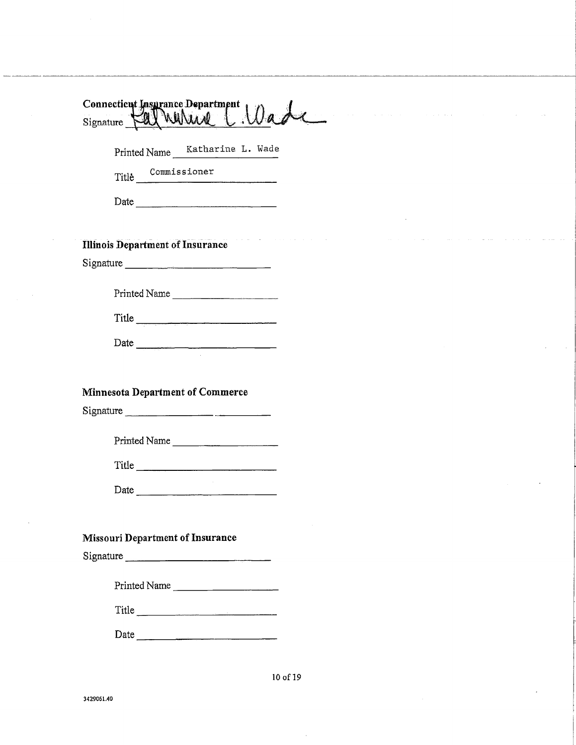**Connecticut Insurance Department**

Signature Katharine L. Wade

Printed Name Katharine L. Wade

Title Commissioner

Date ____________________

**Illinois Department of Insurance**

Signature ____________________

Printed Name ____________________

Title ____________________

Date ____________________

**Minnesota Department of Commerce**

Signature ____________________

Printed Name ____________________

Title ____________________

Date ____________________

**Missouri Department of Insurance**

Signature ____________________

Printed Name ____________________

Title ____________________

Date ____________________

3429061.40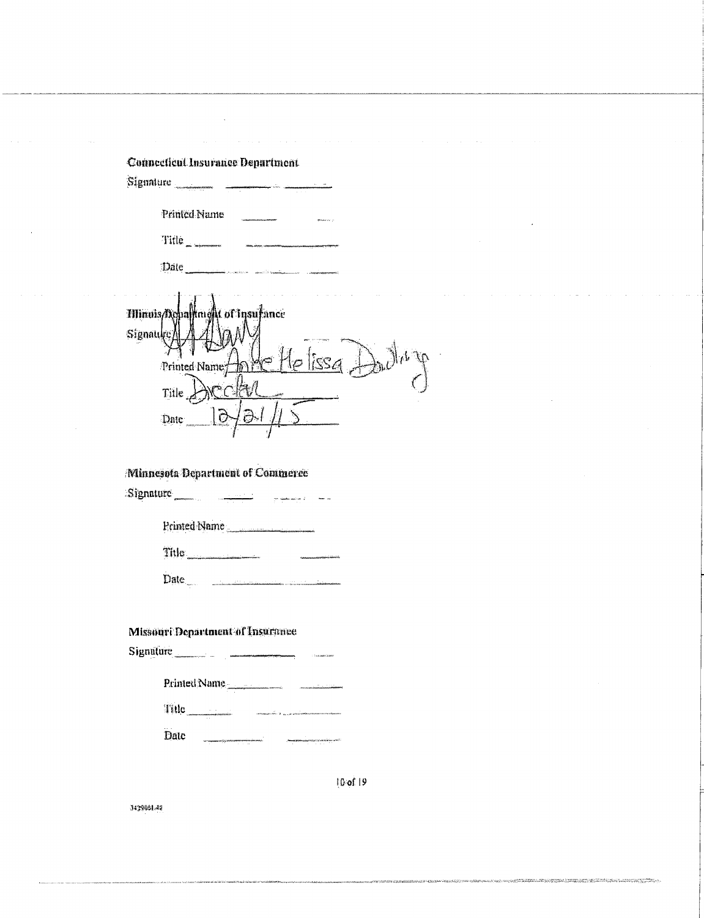**Connecticut Insurance Department**

Signature ______________________

Printed Name ______________________

Title ______________________

Date ______________________

**Illinois Department of Insurance**

Signature ______________________

Printed Name Anne Melissa Dowling

Title Director

Date 12/21/15

**Minnesota Department of Commerce**

Signature ______________________

Printed Name ______________________

Title ______________________

Date ______________________

**Missouri Department of Insurance**

Signature ______________________

Printed Name ______________________

Title ______________________

Date ______________________

3429661.49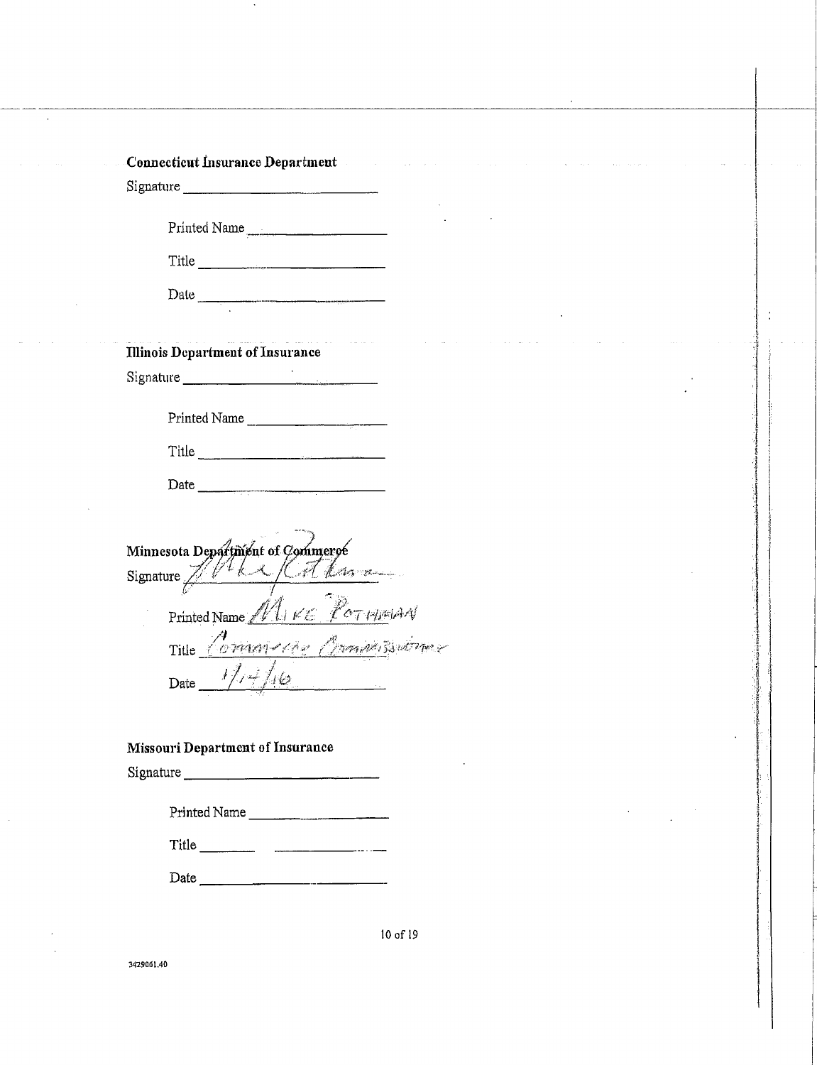**Connecticut Insurance Department**

Signature ____________________________

Printed Name ____________________

Title ____________________________

Date ____________________________

**Illinois Department of Insurance**

Signature ____________________________

Printed Name ____________________

Title ____________________________

Date ____________________________

**Minnesota Department of Commerce**

Signature ____________________________

Printed Name MIKE ROTHMAN

Title Commerce Commissioner

Date 1/14/16

**Missouri Department of Insurance**

Signature ____________________________

Printed Name ____________________

Title ____________________________

Date ____________________________

3429061.40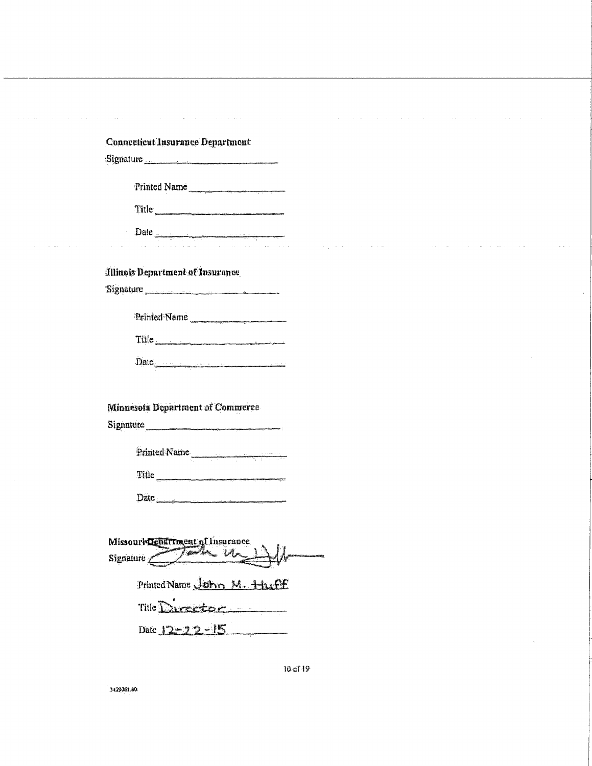**Connecticut Insurance Department**

Signature ____________________

Printed Name ____________________

Title ____________________

Date ____________________

**Illinois Department of Insurance**

Signature ____________________

Printed Name ____________________

Title ____________________

Date ____________________

**Minnesota Department of Commerce**

Signature ____________________

Printed Name ____________________

Title ____________________

Date ____________________

**Missouri Department of Insurance**

Signature [signature]

Printed Name John M. Huff

Title Director

Date 12-22-15

1429051.40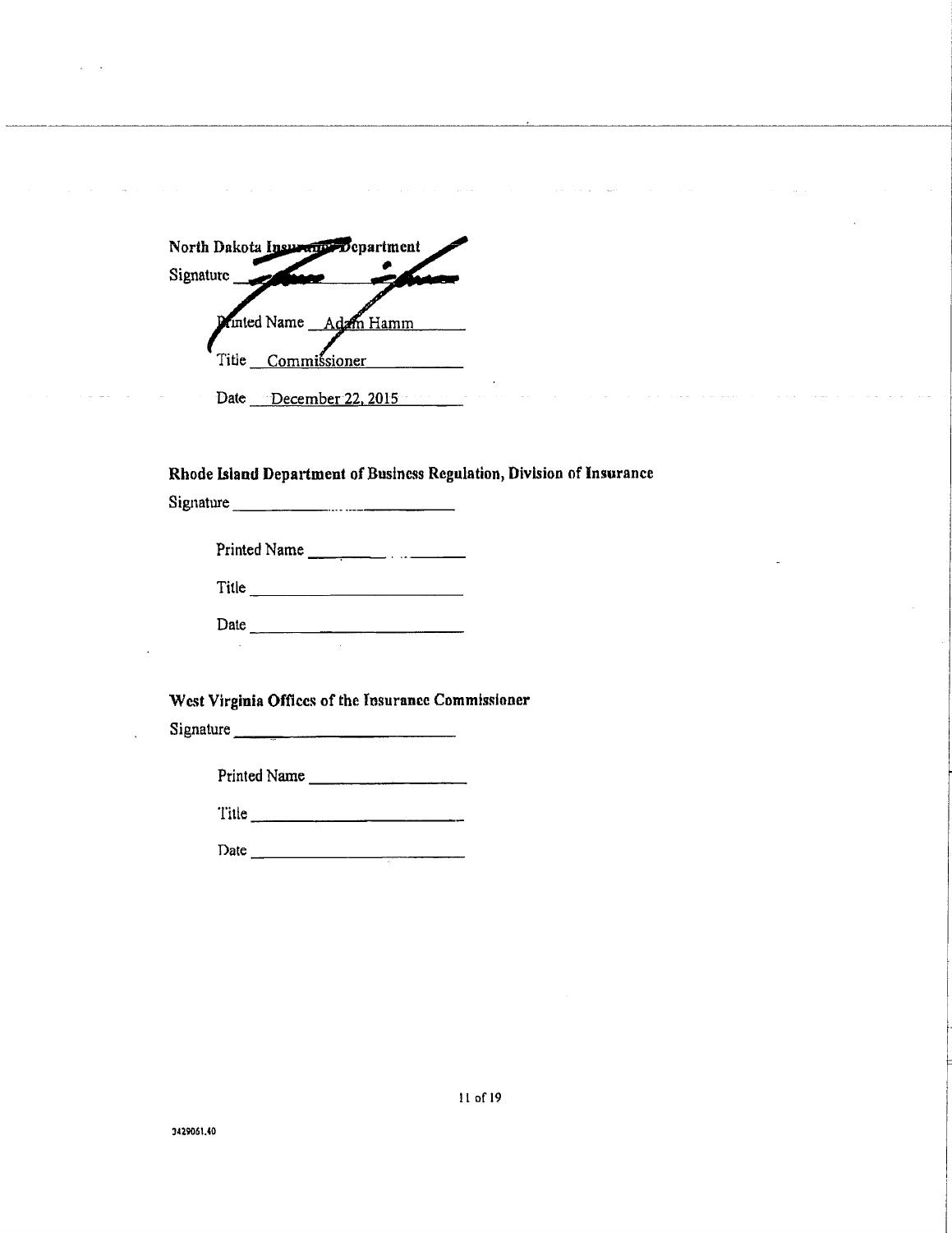**North Dakota Insurance Department**

Signature ____________________

Printed Name Adam Hamm

Title Commissioner

Date December 22, 2015

**Rhode Island Department of Business Regulation, Division of Insurance**

Signature ____________________

Printed Name ____________________

Title ____________________

Date ____________________

**West Virginia Offices of the Insurance Commissioner**

Signature ____________________

Printed Name ____________________

Title ____________________

Date ____________________

3429061.40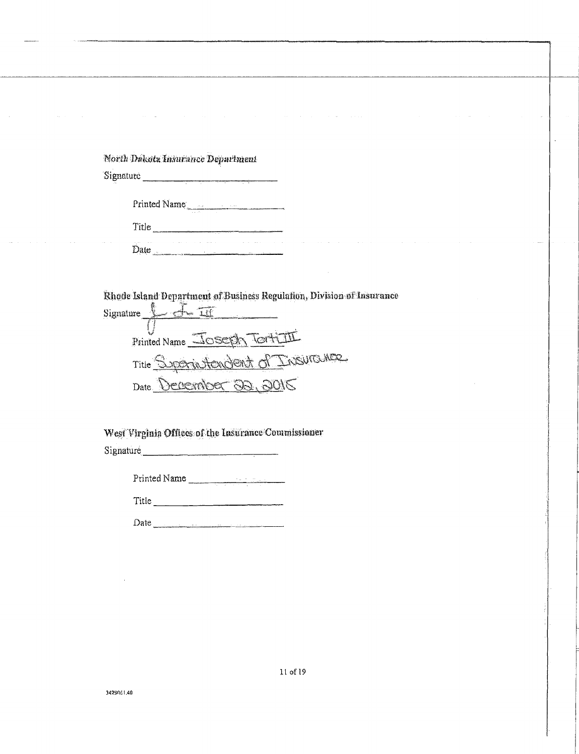*North Dakota Insurance Department*

Signature ____________________

Printed Name ____________________

Title ____________________

Date ____________________

**Rhode Island Department of Business Regulation, Division of Insurance**

Signature ____________________

Printed Name Joseph Torti III

Title Superintendent of Insurance

Date December 22, 2015

**West Virginia Offices of the Insurance Commissioner**

Signature ____________________

Printed Name ____________________

Title ____________________

Date ____________________

3429061.40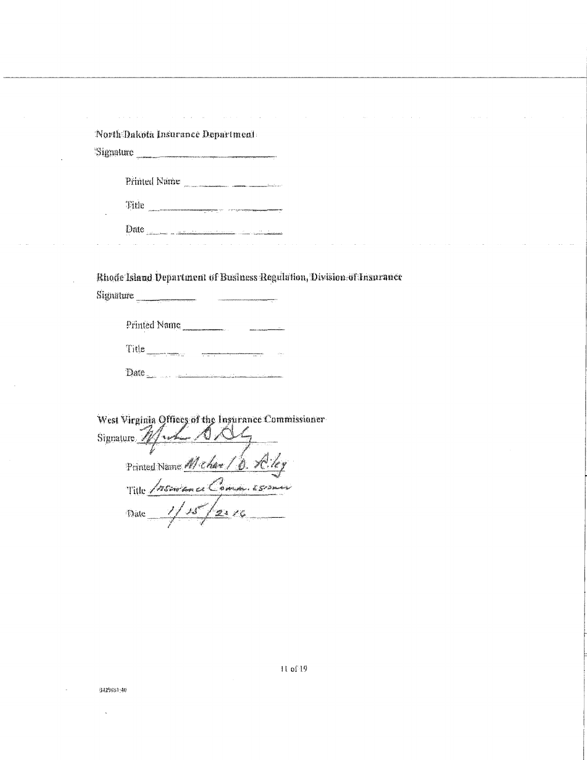North Dakota Insurance Department

Signature ____________________________

Printed Name ____________________________

Title ____________________________

Date ____________________________

Rhode Island Department of Business Regulation, Division of Insurance

Signature ____________________________

Printed Name ____________________________

Title ____________________________

Date ____________________________

West Virginia Offices of the Insurance Commissioner

Signature [signature]

Printed Name Michael D. Riley

Title Insurance Commissioner

Date 1/15/2016

3429651:40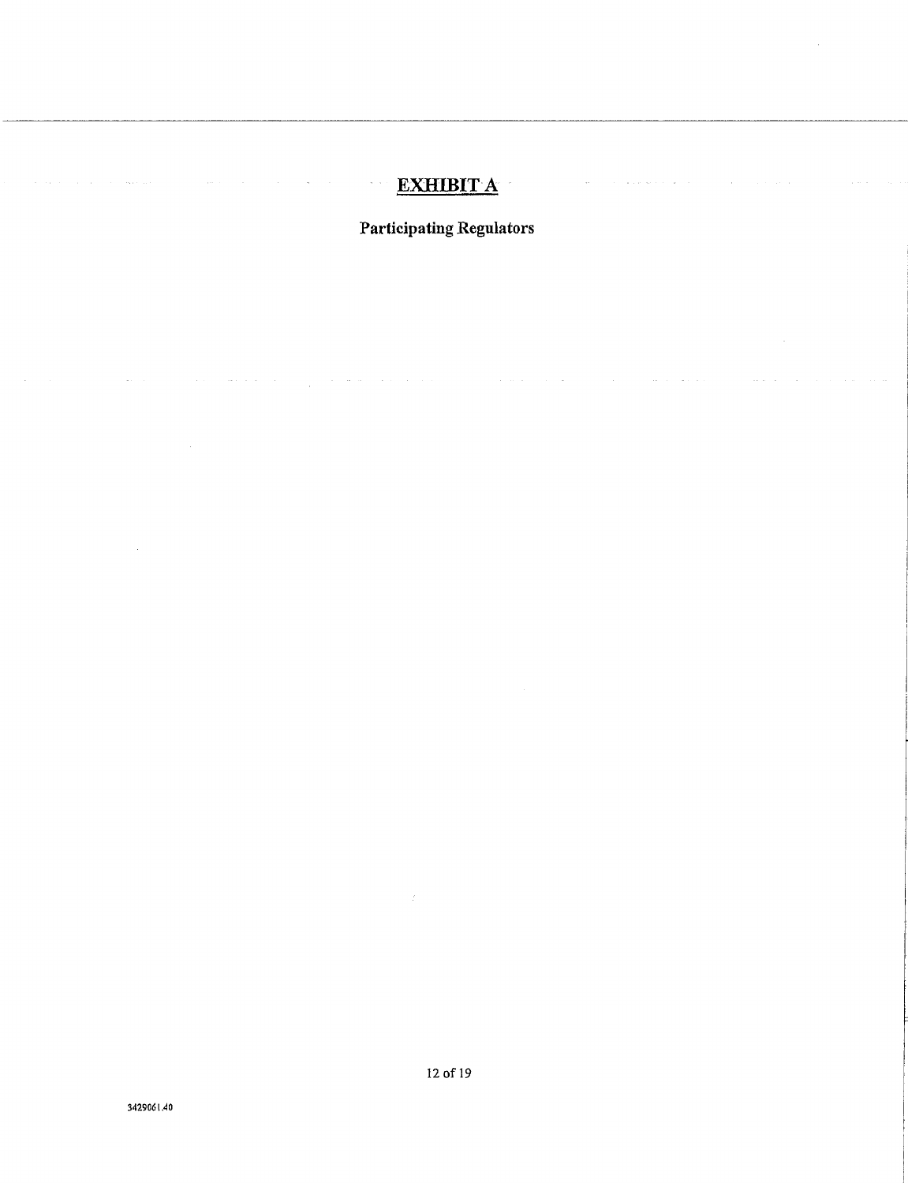# EXHIBIT A

## Participating Regulators

3429061.40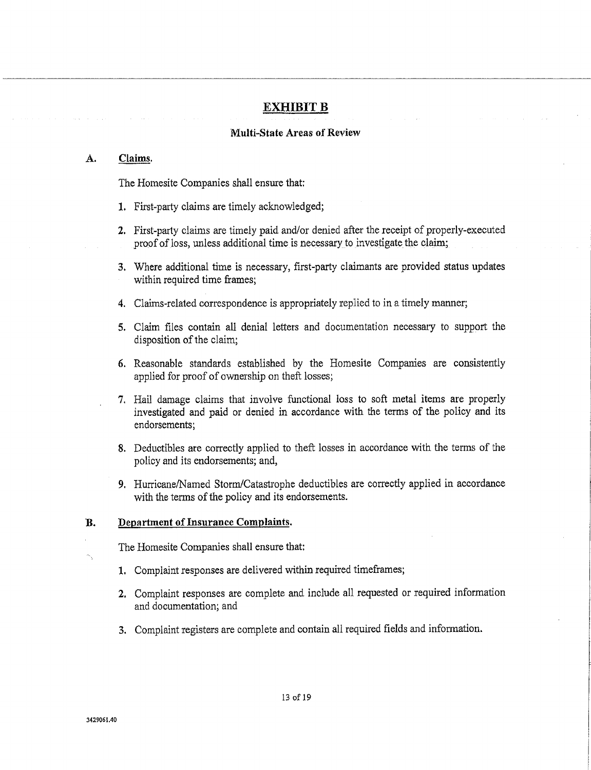# EXHIBIT B

## Multi-State Areas of Review

**A. Claims.**

The Homesite Companies shall ensure that:

1. First-party claims are timely acknowledged;
2. First-party claims are timely paid and/or denied after the receipt of properly-executed proof of loss, unless additional time is necessary to investigate the claim;
3. Where additional time is necessary, first-party claimants are provided status updates within required time frames;
4. Claims-related correspondence is appropriately replied to in a timely manner;
5. Claim files contain all denial letters and documentation necessary to support the disposition of the claim;
6. Reasonable standards established by the Homesite Companies are consistently applied for proof of ownership on theft losses;
7. Hail damage claims that involve functional loss to soft metal items are properly investigated and paid or denied in accordance with the terms of the policy and its endorsements;
8. Deductibles are correctly applied to theft losses in accordance with the terms of the policy and its endorsements; and,
9. Hurricane/Named Storm/Catastrophe deductibles are correctly applied in accordance with the terms of the policy and its endorsements.

**B. Department of Insurance Complaints.**

The Homesite Companies shall ensure that:

1. Complaint responses are delivered within required timeframes;
2. Complaint responses are complete and include all requested or required information and documentation; and
3. Complaint registers are complete and contain all required fields and information.

3429061.40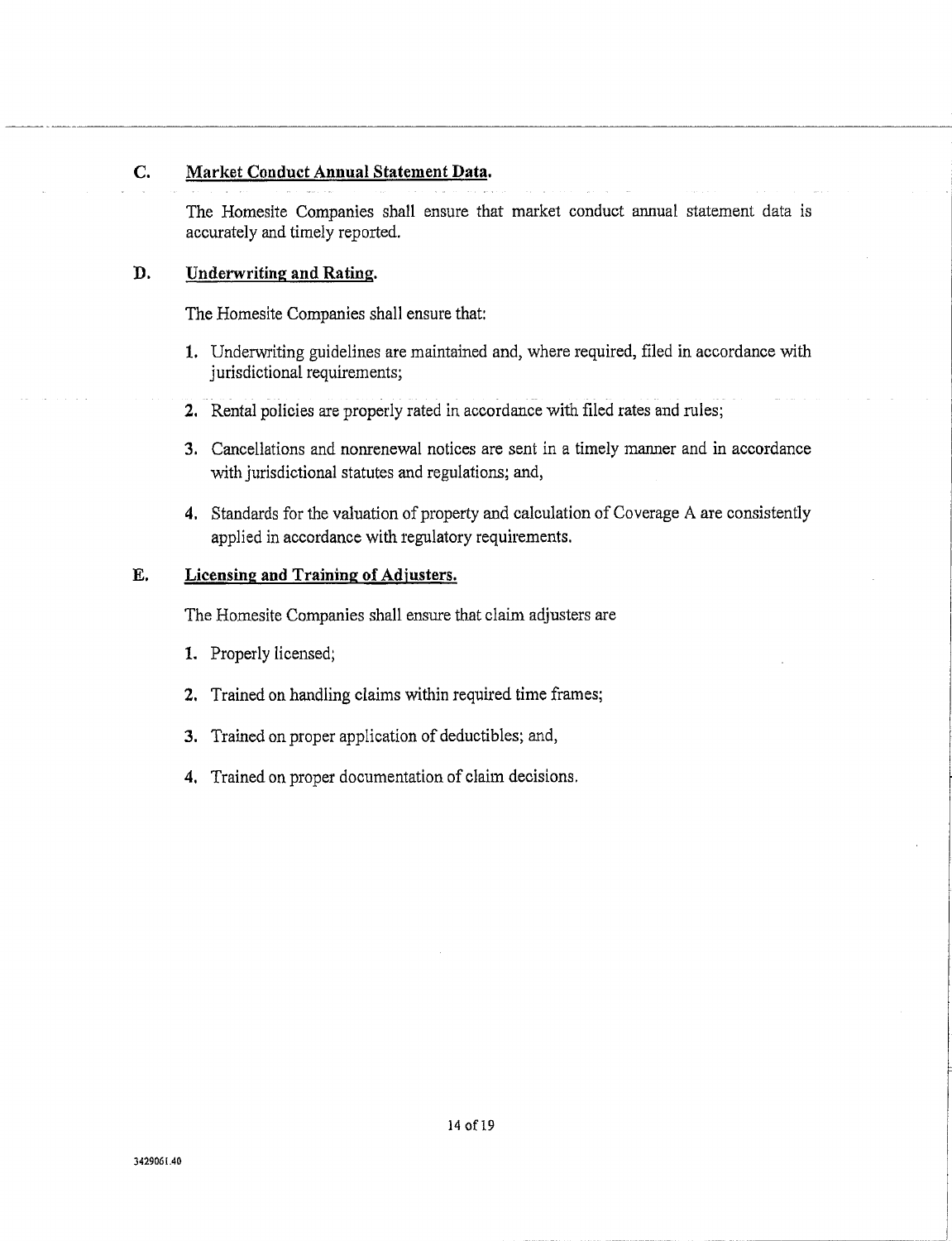### C. Market Conduct Annual Statement Data.

The Homesite Companies shall ensure that market conduct annual statement data is accurately and timely reported.

### D. Underwriting and Rating.

The Homesite Companies shall ensure that:

1. Underwriting guidelines are maintained and, where required, filed in accordance with jurisdictional requirements;
2. Rental policies are properly rated in accordance with filed rates and rules;
3. Cancellations and nonrenewal notices are sent in a timely manner and in accordance with jurisdictional statutes and regulations; and,
4. Standards for the valuation of property and calculation of Coverage A are consistently applied in accordance with regulatory requirements.

### E. Licensing and Training of Adjusters.

The Homesite Companies shall ensure that claim adjusters are

1. Properly licensed;
2. Trained on handling claims within required time frames;
3. Trained on proper application of deductibles; and,
4. Trained on proper documentation of claim decisions.

3429061.40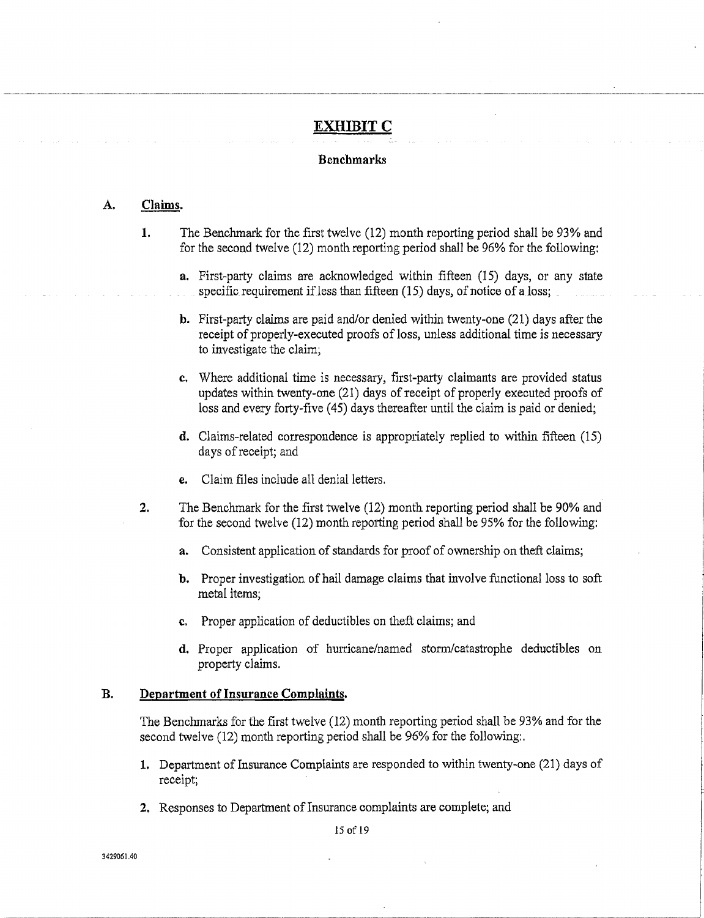# EXHIBIT C

## Benchmarks

**A. Claims.**

1. The Benchmark for the first twelve (12) month reporting period shall be 93% and for the second twelve (12) month reporting period shall be 96% for the following:

   a. First-party claims are acknowledged within fifteen (15) days, or any state specific requirement if less than fifteen (15) days, of notice of a loss;

   b. First-party claims are paid and/or denied within twenty-one (21) days after the receipt of properly-executed proofs of loss, unless additional time is necessary to investigate the claim;

   c. Where additional time is necessary, first-party claimants are provided status updates within twenty-one (21) days of receipt of properly executed proofs of loss and every forty-five (45) days thereafter until the claim is paid or denied;

   d. Claims-related correspondence is appropriately replied to within fifteen (15) days of receipt; and

   e. Claim files include all denial letters.

2. The Benchmark for the first twelve (12) month reporting period shall be 90% and for the second twelve (12) month reporting period shall be 95% for the following:

   a. Consistent application of standards for proof of ownership on theft claims;

   b. Proper investigation of hail damage claims that involve functional loss to soft metal items;

   c. Proper application of deductibles on theft claims; and

   d. Proper application of hurricane/named storm/catastrophe deductibles on property claims.

**B. Department of Insurance Complaints.**

The Benchmarks for the first twelve (12) month reporting period shall be 93% and for the second twelve (12) month reporting period shall be 96% for the following:.

1. Department of Insurance Complaints are responded to within twenty-one (21) days of receipt;

2. Responses to Department of Insurance complaints are complete; and

3429061.40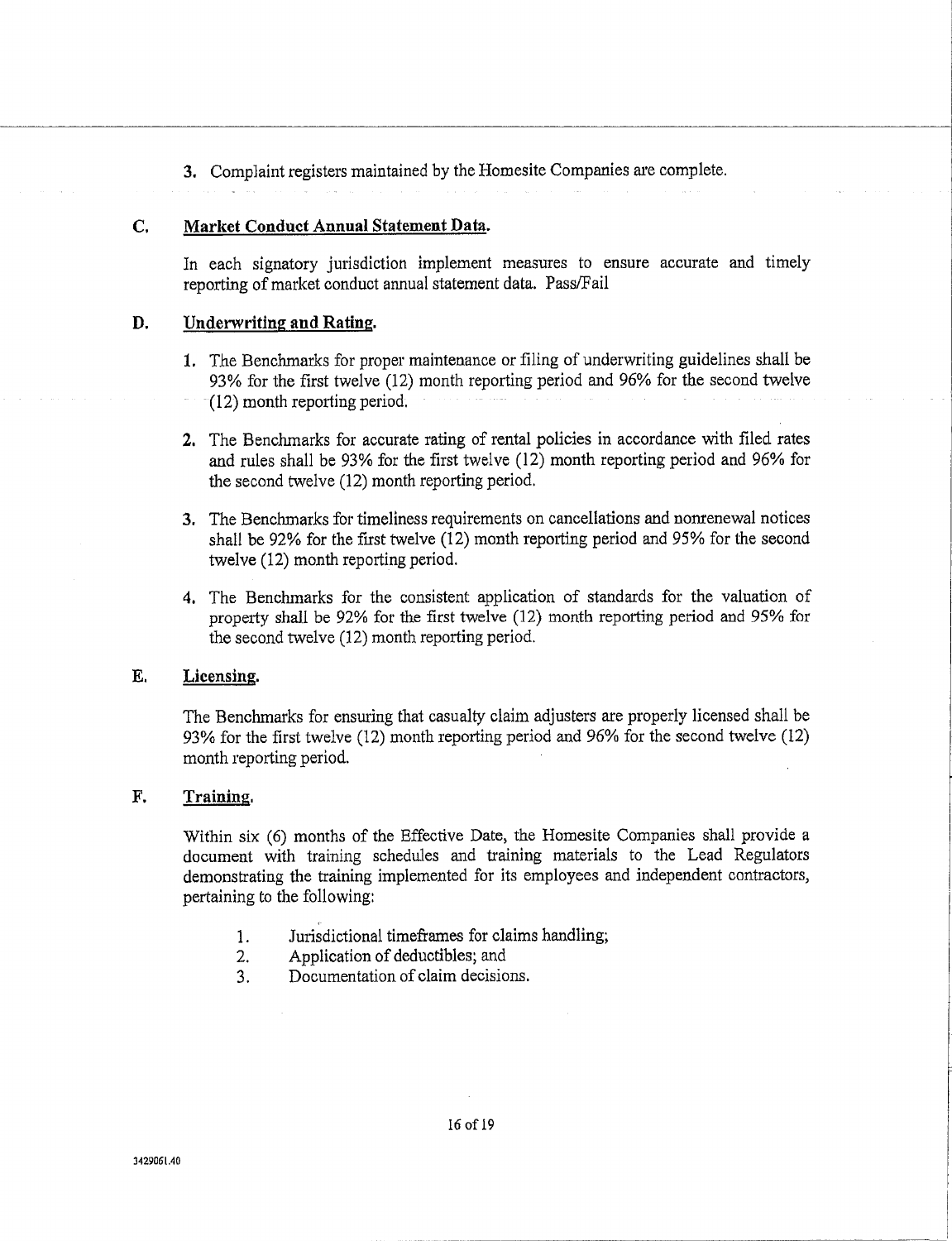3. Complaint registers maintained by the Homesite Companies are complete.

### C. Market Conduct Annual Statement Data.

In each signatory jurisdiction implement measures to ensure accurate and timely reporting of market conduct annual statement data. Pass/Fail

### D. Underwriting and Rating.

1. The Benchmarks for proper maintenance or filing of underwriting guidelines shall be 93% for the first twelve (12) month reporting period and 96% for the second twelve (12) month reporting period.

2. The Benchmarks for accurate rating of rental policies in accordance with filed rates and rules shall be 93% for the first twelve (12) month reporting period and 96% for the second twelve (12) month reporting period.

3. The Benchmarks for timeliness requirements on cancellations and nonrenewal notices shall be 92% for the first twelve (12) month reporting period and 95% for the second twelve (12) month reporting period.

4. The Benchmarks for the consistent application of standards for the valuation of property shall be 92% for the first twelve (12) month reporting period and 95% for the second twelve (12) month reporting period.

### E. Licensing.

The Benchmarks for ensuring that casualty claim adjusters are properly licensed shall be 93% for the first twelve (12) month reporting period and 96% for the second twelve (12) month reporting period.

### F. Training.

Within six (6) months of the Effective Date, the Homesite Companies shall provide a document with training schedules and training materials to the Lead Regulators demonstrating the training implemented for its employees and independent contractors, pertaining to the following:

1. Jurisdictional timeframes for claims handling;
2. Application of deductibles; and
3. Documentation of claim decisions.

3429061.40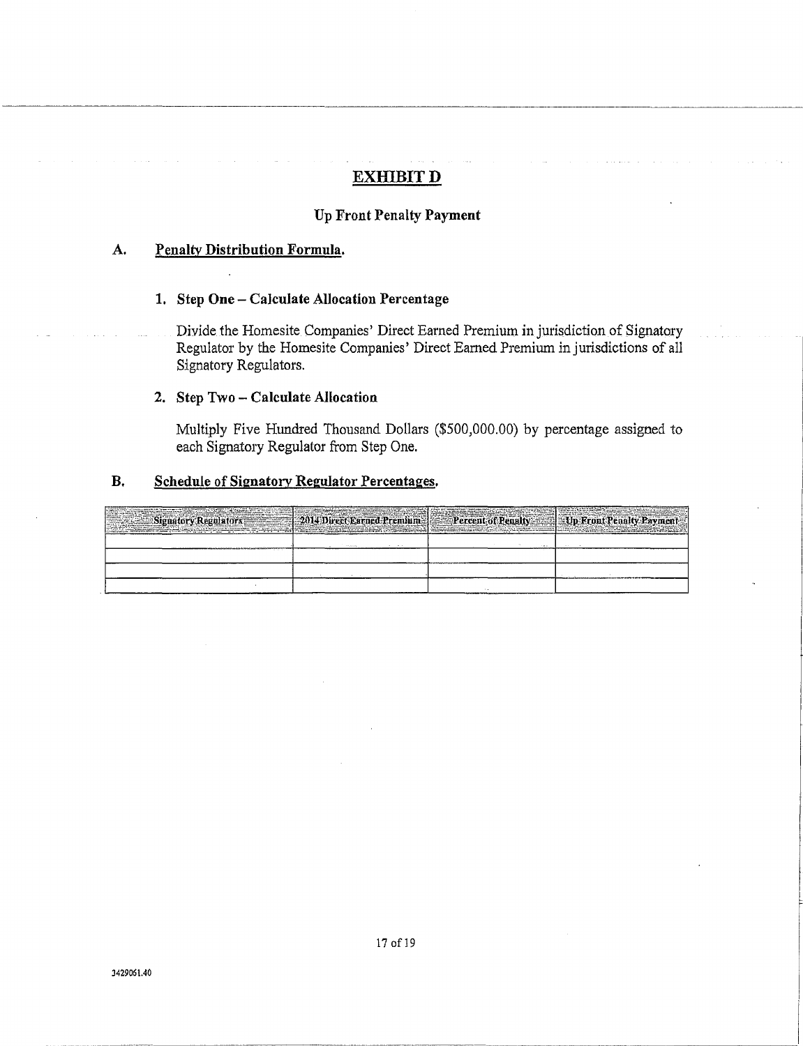# EXHIBIT D

## Up Front Penalty Payment

### A. Penalty Distribution Formula.

**1. Step One – Calculate Allocation Percentage**

Divide the Homesite Companies' Direct Earned Premium in jurisdiction of Signatory Regulator by the Homesite Companies' Direct Earned Premium in jurisdictions of all Signatory Regulators.

**2. Step Two – Calculate Allocation**

Multiply Five Hundred Thousand Dollars ($500,000.00) by percentage assigned to each Signatory Regulator from Step One.

### B. Schedule of Signatory Regulator Percentages.

| Signatory Regulators | 2014 Direct Earned Premium | Percent of Penalty | Up Front Penalty Payment |
|---|---|---|---|
| | | | |
| | | | |
| | | | |
| | | | |

3429061.40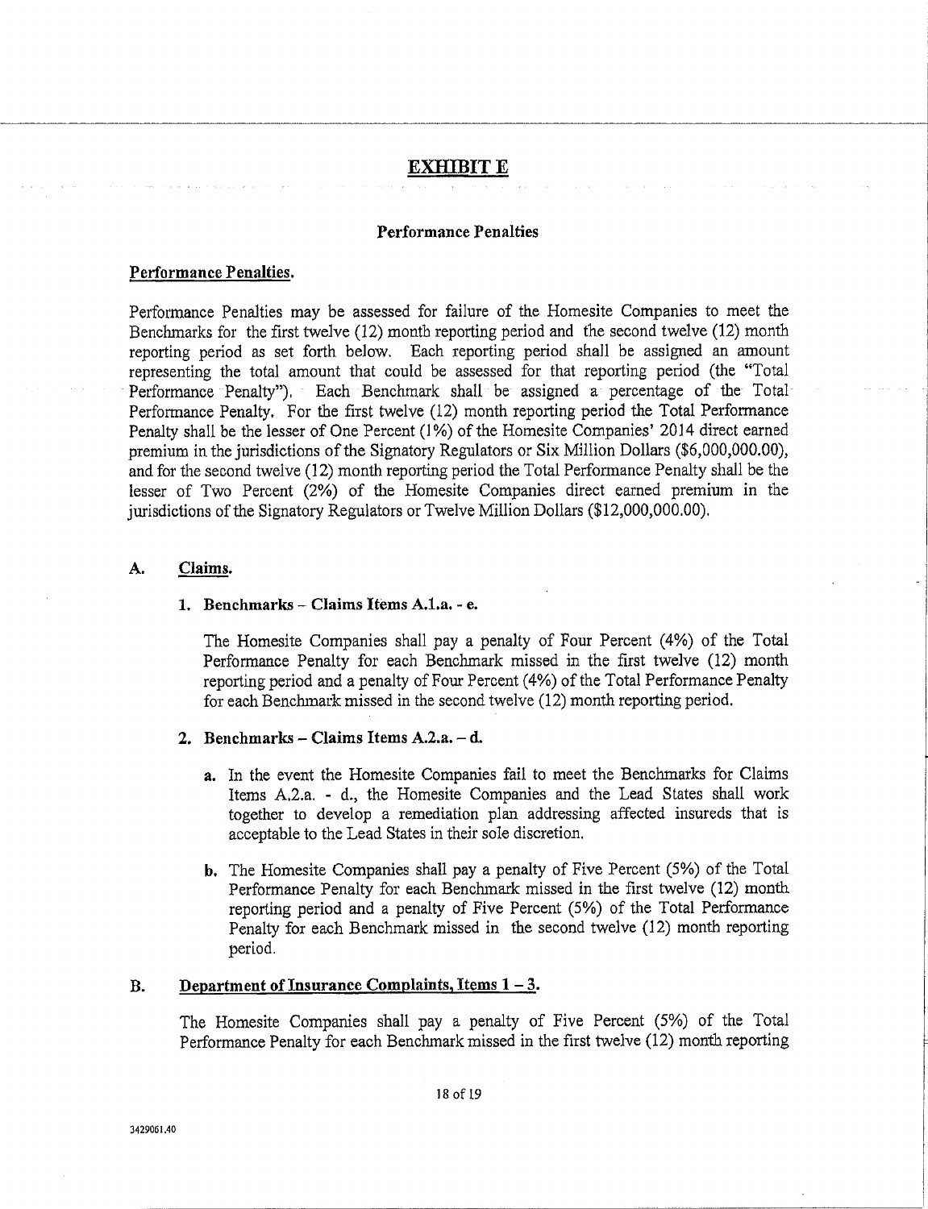# EXHIBIT E

## Performance Penalties

### Performance Penalties.

Performance Penalties may be assessed for failure of the Homesite Companies to meet the Benchmarks for the first twelve (12) month reporting period and the second twelve (12) month reporting period as set forth below. Each reporting period shall be assigned an amount representing the total amount that could be assessed for that reporting period (the "Total Performance Penalty"). Each Benchmark shall be assigned a percentage of the Total Performance Penalty. For the first twelve (12) month reporting period the Total Performance Penalty shall be the lesser of One Percent (1%) of the Homesite Companies' 2014 direct earned premium in the jurisdictions of the Signatory Regulators or Six Million Dollars ($6,000,000.00), and for the second twelve (12) month reporting period the Total Performance Penalty shall be the lesser of Two Percent (2%) of the Homesite Companies direct earned premium in the jurisdictions of the Signatory Regulators or Twelve Million Dollars ($12,000,000.00).

### A. Claims.

**1. Benchmarks – Claims Items A.1.a. - e.**

The Homesite Companies shall pay a penalty of Four Percent (4%) of the Total Performance Penalty for each Benchmark missed in the first twelve (12) month reporting period and a penalty of Four Percent (4%) of the Total Performance Penalty for each Benchmark missed in the second twelve (12) month reporting period.

**2. Benchmarks – Claims Items A.2.a. – d.**

**a.** In the event the Homesite Companies fail to meet the Benchmarks for Claims Items A.2.a. - d., the Homesite Companies and the Lead States shall work together to develop a remediation plan addressing affected insureds that is acceptable to the Lead States in their sole discretion.

**b.** The Homesite Companies shall pay a penalty of Five Percent (5%) of the Total Performance Penalty for each Benchmark missed in the first twelve (12) month reporting period and a penalty of Five Percent (5%) of the Total Performance Penalty for each Benchmark missed in the second twelve (12) month reporting period.

### B. Department of Insurance Complaints, Items 1 – 3.

The Homesite Companies shall pay a penalty of Five Percent (5%) of the Total Performance Penalty for each Benchmark missed in the first twelve (12) month reporting

3429061.40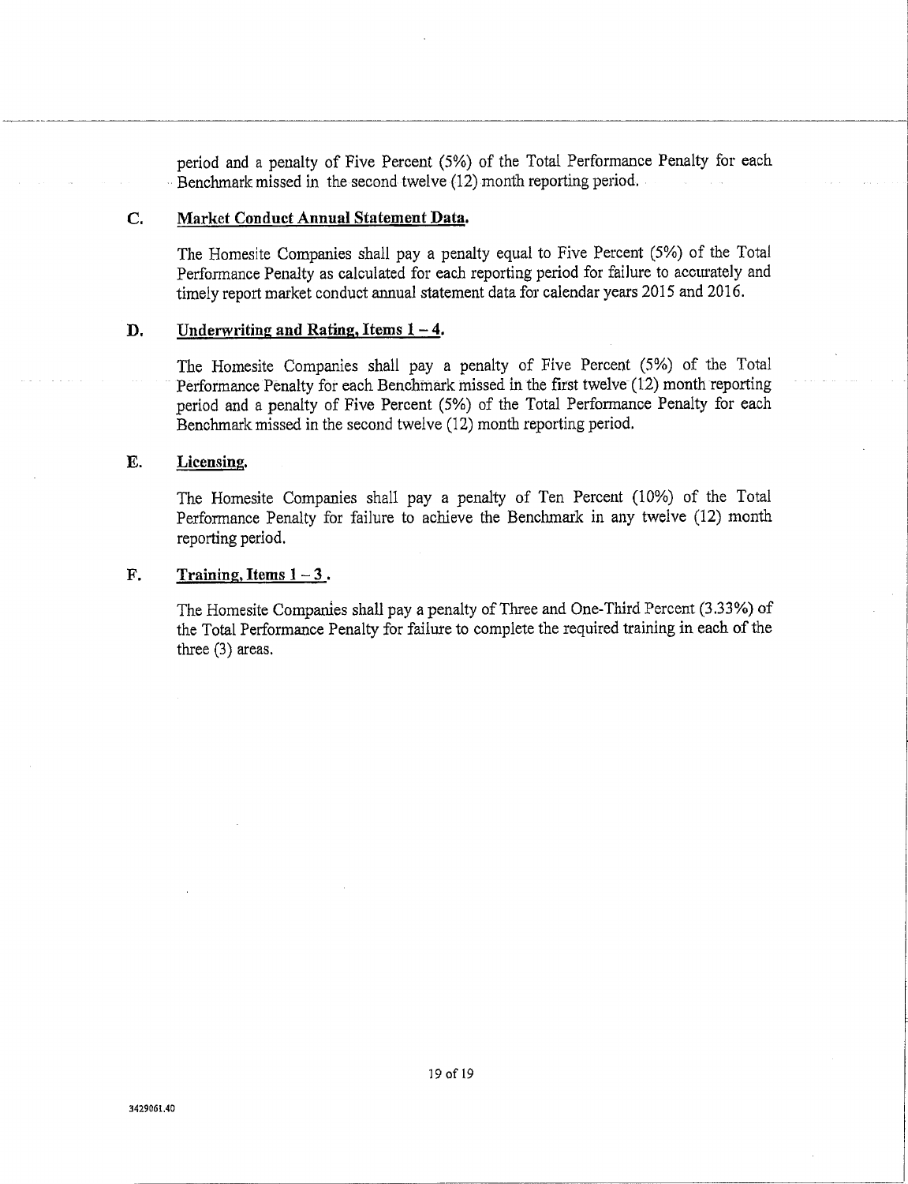period and a penalty of Five Percent (5%) of the Total Performance Penalty for each Benchmark missed in the second twelve (12) month reporting period.

**C. <u>Market Conduct Annual Statement Data.</u>**

The Homesite Companies shall pay a penalty equal to Five Percent (5%) of the Total Performance Penalty as calculated for each reporting period for failure to accurately and timely report market conduct annual statement data for calendar years 2015 and 2016.

**D. <u>Underwriting and Rating, Items 1 – 4.</u>**

The Homesite Companies shall pay a penalty of Five Percent (5%) of the Total Performance Penalty for each Benchmark missed in the first twelve (12) month reporting period and a penalty of Five Percent (5%) of the Total Performance Penalty for each Benchmark missed in the second twelve (12) month reporting period.

**E. <u>Licensing.</u>**

The Homesite Companies shall pay a penalty of Ten Percent (10%) of the Total Performance Penalty for failure to achieve the Benchmark in any twelve (12) month reporting period.

**F. <u>Training, Items 1 – 3 .</u>**

The Homesite Companies shall pay a penalty of Three and One-Third Percent (3.33%) of the Total Performance Penalty for failure to complete the required training in each of the three (3) areas.

3429061.40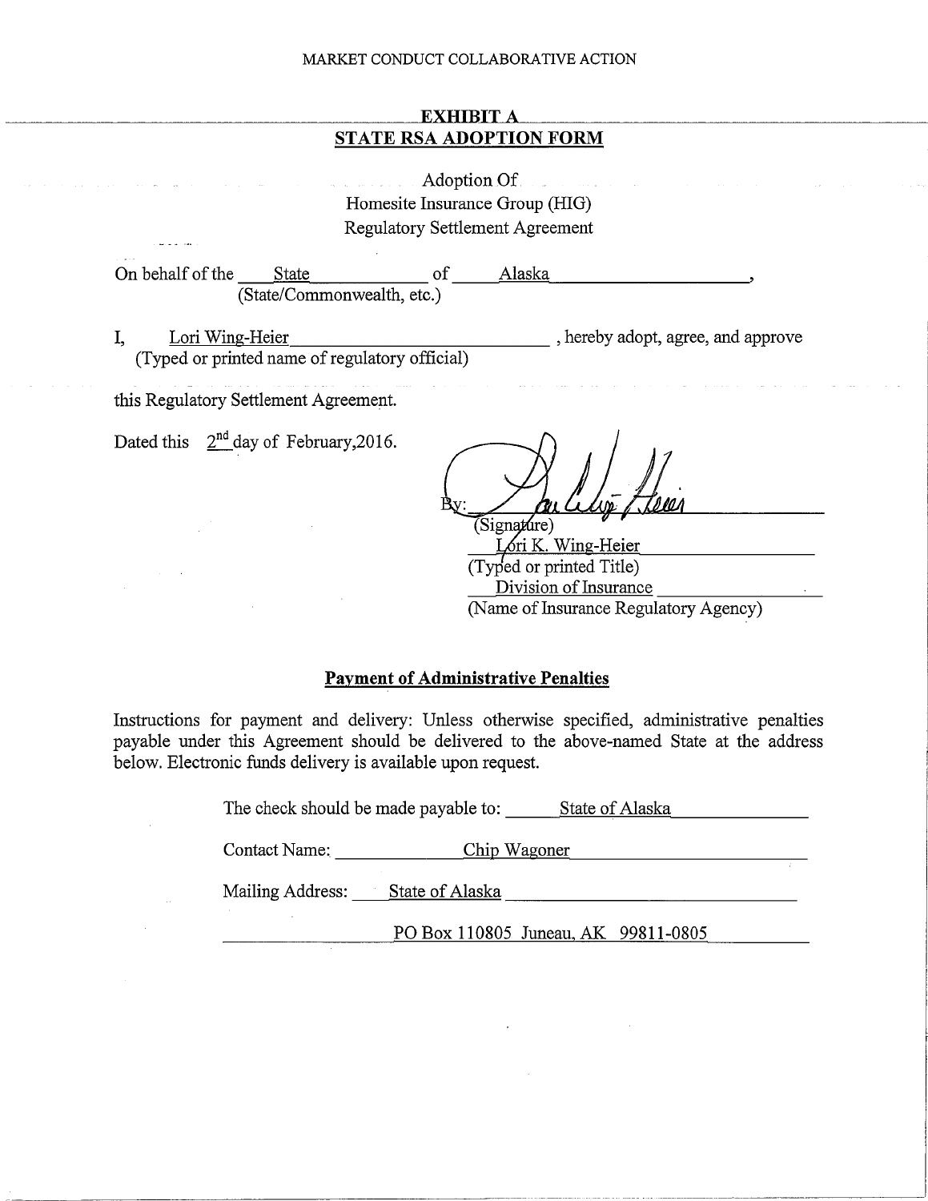MARKET CONDUCT COLLABORATIVE ACTION

## EXHIBIT A
## STATE RSA ADOPTION FORM

Adoption Of
Homesite Insurance Group (HIG)
Regulatory Settlement Agreement

On behalf of the State of Alaska,
(State/Commonwealth, etc.)

I, Lori Wing-Heier, hereby adopt, agree, and approve
(Typed or printed name of regulatory official)

this Regulatory Settlement Agreement.

Dated this 2nd day of February,2016.

By: _______________
(Signature)
Lori K. Wing-Heier
(Typed or printed Title)
Division of Insurance
(Name of Insurance Regulatory Agency)

**Payment of Administrative Penalties**

Instructions for payment and delivery: Unless otherwise specified, administrative penalties payable under this Agreement should be delivered to the above-named State at the address below. Electronic funds delivery is available upon request.

The check should be made payable to: State of Alaska

Contact Name: Chip Wagoner

Mailing Address: State of Alaska

PO Box 110805 Juneau, AK 99811-0805